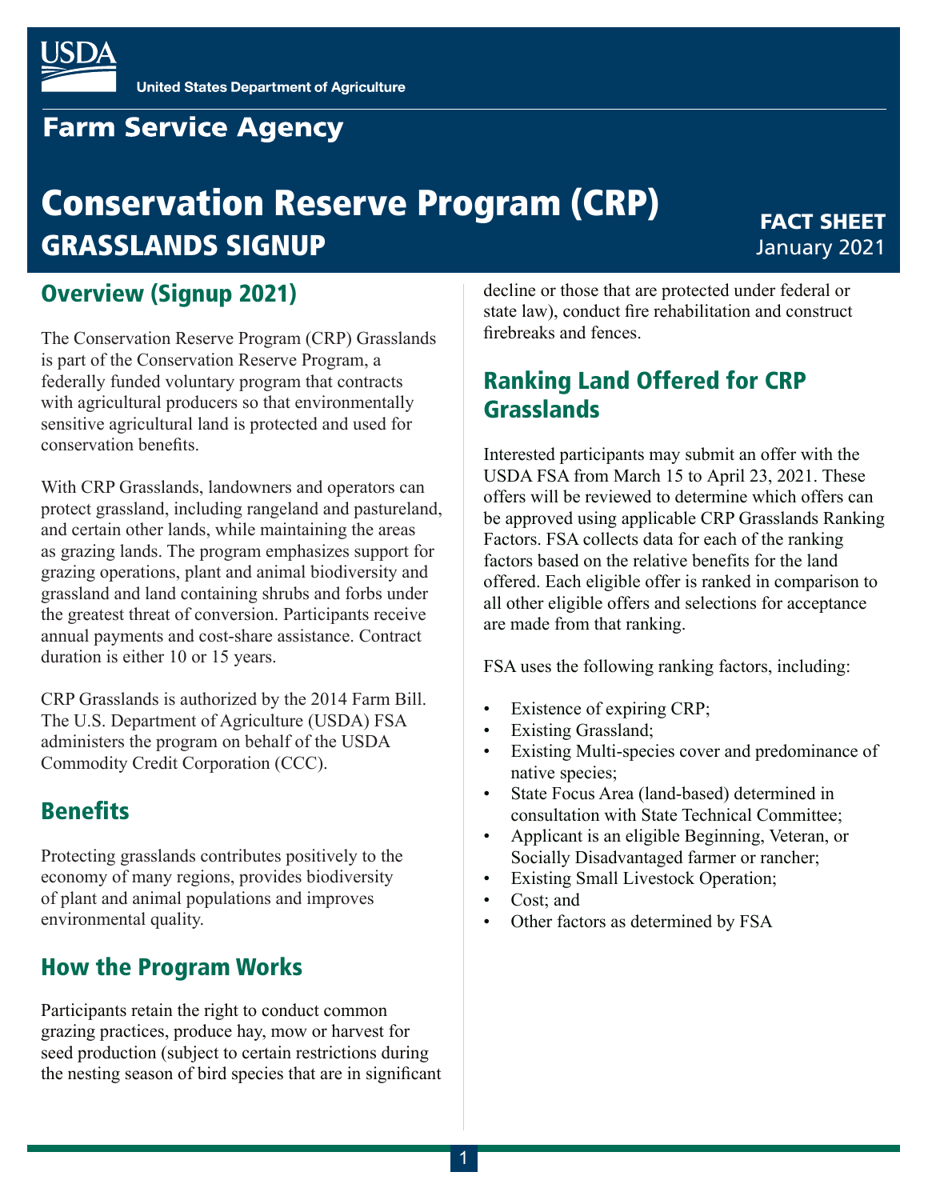United States Department of Agriculture

Farm Service Agency

# Conservation Reserve Program (CRP) GRASSLANDS SIGNUP

**FACT SHEET**
January 2021

## Overview (Signup 2021)

The Conservation Reserve Program (CRP) Grasslands is part of the Conservation Reserve Program, a federally funded voluntary program that contracts with agricultural producers so that environmentally sensitive agricultural land is protected and used for conservation benefits.

With CRP Grasslands, landowners and operators can protect grassland, including rangeland and pastureland, and certain other lands, while maintaining the areas as grazing lands. The program emphasizes support for grazing operations, plant and animal biodiversity and grassland and land containing shrubs and forbs under the greatest threat of conversion. Participants receive annual payments and cost-share assistance. Contract duration is either 10 or 15 years.

CRP Grasslands is authorized by the 2014 Farm Bill. The U.S. Department of Agriculture (USDA) FSA administers the program on behalf of the USDA Commodity Credit Corporation (CCC).

## Benefits

Protecting grasslands contributes positively to the economy of many regions, provides biodiversity of plant and animal populations and improves environmental quality.

## How the Program Works

Participants retain the right to conduct common grazing practices, produce hay, mow or harvest for seed production (subject to certain restrictions during the nesting season of bird species that are in significant decline or those that are protected under federal or state law), conduct fire rehabilitation and construct firebreaks and fences.

## Ranking Land Offered for CRP Grasslands

Interested participants may submit an offer with the USDA FSA from March 15 to April 23, 2021. These offers will be reviewed to determine which offers can be approved using applicable CRP Grasslands Ranking Factors. FSA collects data for each of the ranking factors based on the relative benefits for the land offered. Each eligible offer is ranked in comparison to all other eligible offers and selections for acceptance are made from that ranking.

FSA uses the following ranking factors, including:

- Existence of expiring CRP;
- Existing Grassland;
- Existing Multi-species cover and predominance of native species;
- State Focus Area (land-based) determined in consultation with State Technical Committee;
- Applicant is an eligible Beginning, Veteran, or Socially Disadvantaged farmer or rancher;
- Existing Small Livestock Operation;
- Cost; and
- Other factors as determined by FSA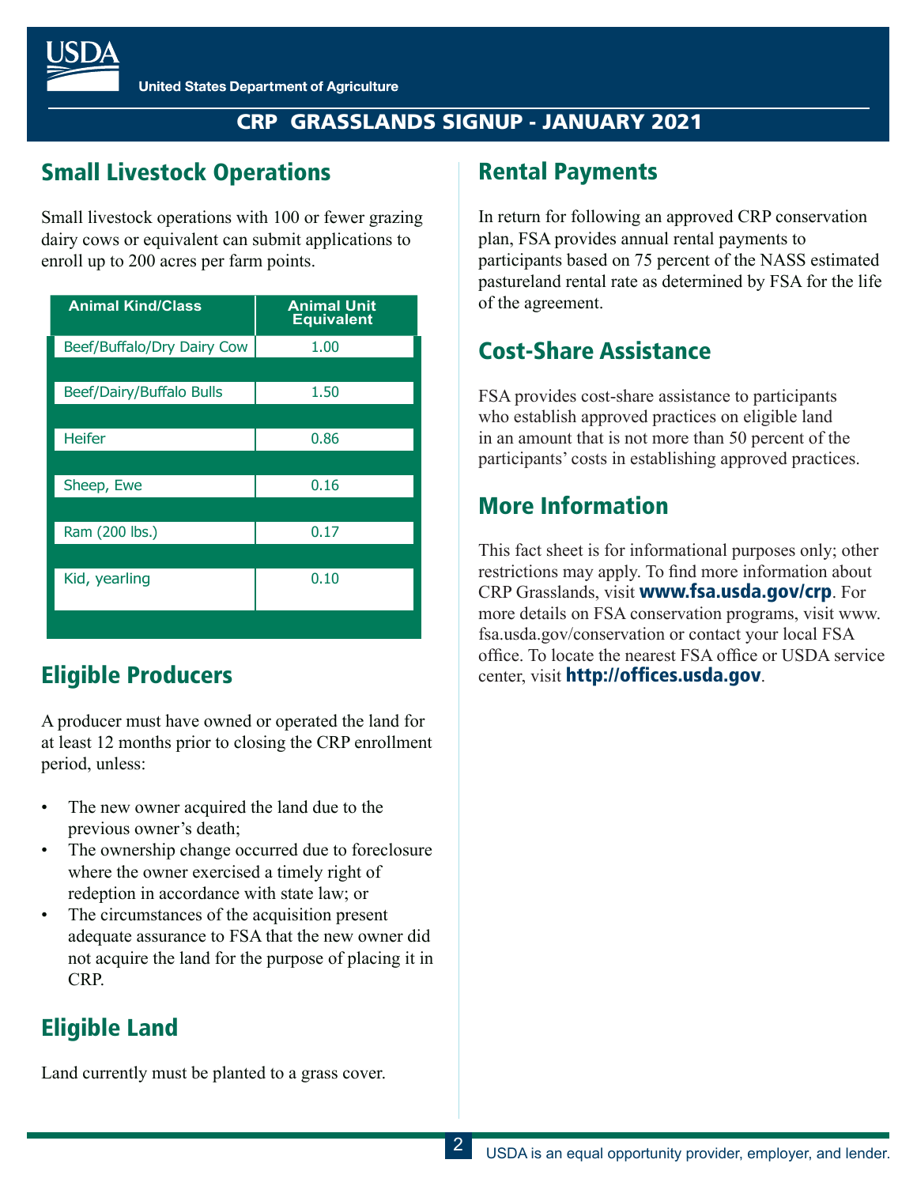# CRP GRASSLANDS SIGNUP - JANUARY 2021

## Small Livestock Operations

Small livestock operations with 100 or fewer grazing dairy cows or equivalent can submit applications to enroll up to 200 acres per farm points.

| Animal Kind/Class | Animal Unit Equivalent |
| --- | --- |
| Beef/Buffalo/Dry Dairy Cow | 1.00 |
| Beef/Dairy/Buffalo Bulls | 1.50 |
| Heifer | 0.86 |
| Sheep, Ewe | 0.16 |
| Ram (200 lbs.) | 0.17 |
| Kid, yearling | 0.10 |

## Eligible Producers

A producer must have owned or operated the land for at least 12 months prior to closing the CRP enrollment period, unless:

- The new owner acquired the land due to the previous owner's death;
- The ownership change occurred due to foreclosure where the owner exercised a timely right of redeption in accordance with state law; or
- The circumstances of the acquisition present adequate assurance to FSA that the new owner did not acquire the land for the purpose of placing it in CRP.

## Eligible Land

Land currently must be planted to a grass cover.

## Rental Payments

In return for following an approved CRP conservation plan, FSA provides annual rental payments to participants based on 75 percent of the NASS estimated pastureland rental rate as determined by FSA for the life of the agreement.

## Cost-Share Assistance

FSA provides cost-share assistance to participants who establish approved practices on eligible land in an amount that is not more than 50 percent of the participants' costs in establishing approved practices.

## More Information

This fact sheet is for informational purposes only; other restrictions may apply. To find more information about CRP Grasslands, visit **www.fsa.usda.gov/crp**. For more details on FSA conservation programs, visit www.fsa.usda.gov/conservation or contact your local FSA office. To locate the nearest FSA office or USDA service center, visit **http://offices.usda.gov**.

USDA is an equal opportunity provider, employer, and lender.